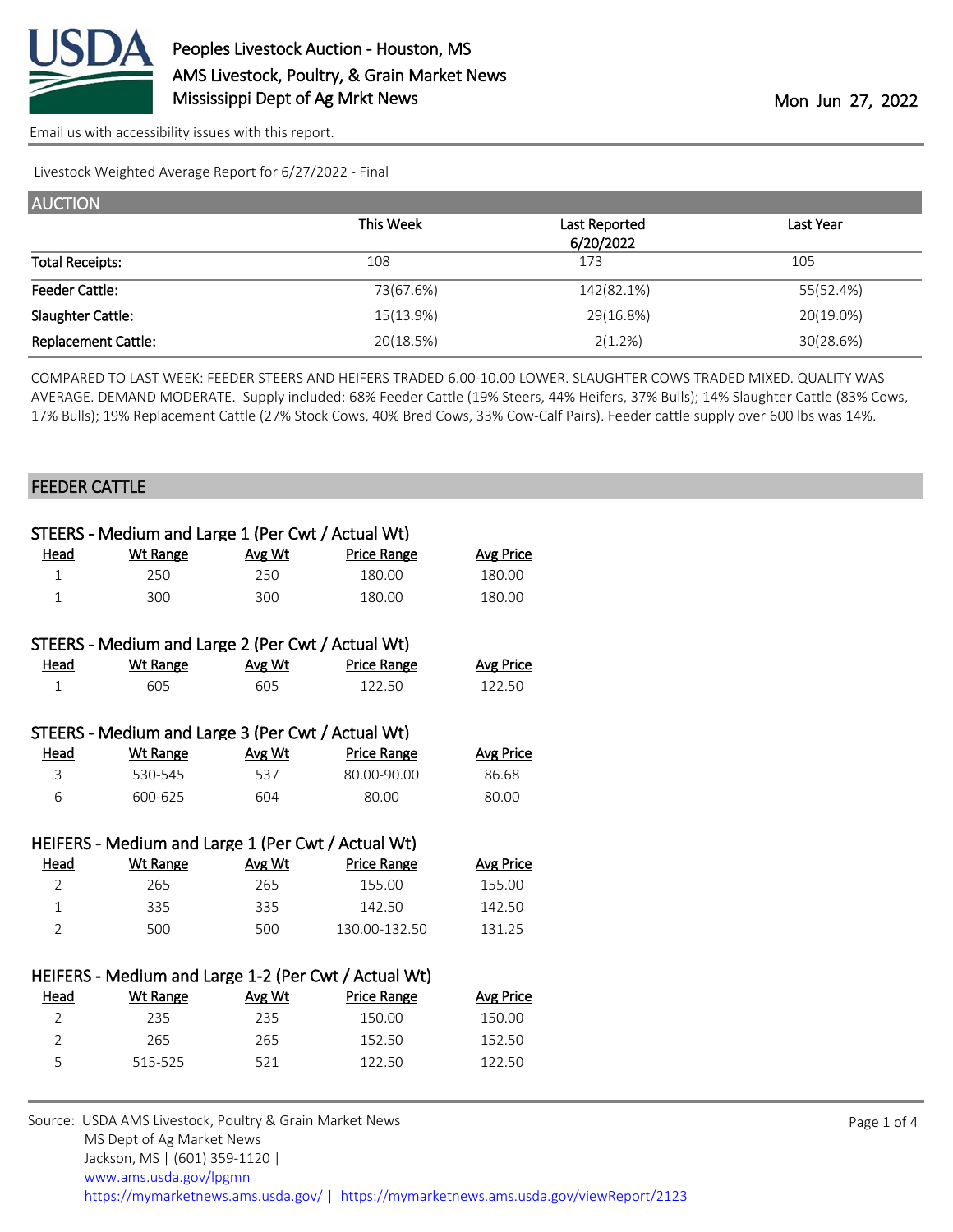# Peoples Livestock Auction - Houston, MS

AMS Livestock, Poultry, & Grain Market News

Mississippi Dept of Ag Mrkt News

Mon Jun 27, 2022

Email us with accessibility issues with this report.

Livestock Weighted Average Report for 6/27/2022 - Final

## AUCTION

| | This Week | Last Reported 6/20/2022 | Last Year |
|---|---|---|---|
| Total Receipts: | 108 | 173 | 105 |
| Feeder Cattle: | 73(67.6%) | 142(82.1%) | 55(52.4%) |
| Slaughter Cattle: | 15(13.9%) | 29(16.8%) | 20(19.0%) |
| Replacement Cattle: | 20(18.5%) | 2(1.2%) | 30(28.6%) |

COMPARED TO LAST WEEK: FEEDER STEERS AND HEIFERS TRADED 6.00-10.00 LOWER. SLAUGHTER COWS TRADED MIXED. QUALITY WAS AVERAGE. DEMAND MODERATE. Supply included: 68% Feeder Cattle (19% Steers, 44% Heifers, 37% Bulls); 14% Slaughter Cattle (83% Cows, 17% Bulls); 19% Replacement Cattle (27% Stock Cows, 40% Bred Cows, 33% Cow-Calf Pairs). Feeder cattle supply over 600 lbs was 14%.

## FEEDER CATTLE

### STEERS - Medium and Large 1 (Per Cwt / Actual Wt)

| Head | Wt Range | Avg Wt | Price Range | Avg Price |
|---|---|---|---|---|
| 1 | 250 | 250 | 180.00 | 180.00 |
| 1 | 300 | 300 | 180.00 | 180.00 |

### STEERS - Medium and Large 2 (Per Cwt / Actual Wt)

| Head | Wt Range | Avg Wt | Price Range | Avg Price |
|---|---|---|---|---|
| 1 | 605 | 605 | 122.50 | 122.50 |

### STEERS - Medium and Large 3 (Per Cwt / Actual Wt)

| Head | Wt Range | Avg Wt | Price Range | Avg Price |
|---|---|---|---|---|
| 3 | 530-545 | 537 | 80.00-90.00 | 86.68 |
| 6 | 600-625 | 604 | 80.00 | 80.00 |

### HEIFERS - Medium and Large 1 (Per Cwt / Actual Wt)

| Head | Wt Range | Avg Wt | Price Range | Avg Price |
|---|---|---|---|---|
| 2 | 265 | 265 | 155.00 | 155.00 |
| 1 | 335 | 335 | 142.50 | 142.50 |
| 2 | 500 | 500 | 130.00-132.50 | 131.25 |

### HEIFERS - Medium and Large 1-2 (Per Cwt / Actual Wt)

| Head | Wt Range | Avg Wt | Price Range | Avg Price |
|---|---|---|---|---|
| 2 | 235 | 235 | 150.00 | 150.00 |
| 2 | 265 | 265 | 152.50 | 152.50 |
| 5 | 515-525 | 521 | 122.50 | 122.50 |

Source: USDA AMS Livestock, Poultry & Grain Market News
MS Dept of Ag Market News
Jackson, MS | (601) 359-1120 |
www.ams.usda.gov/lpgmn
https://mymarketnews.ams.usda.gov/ | https://mymarketnews.ams.usda.gov/viewReport/2123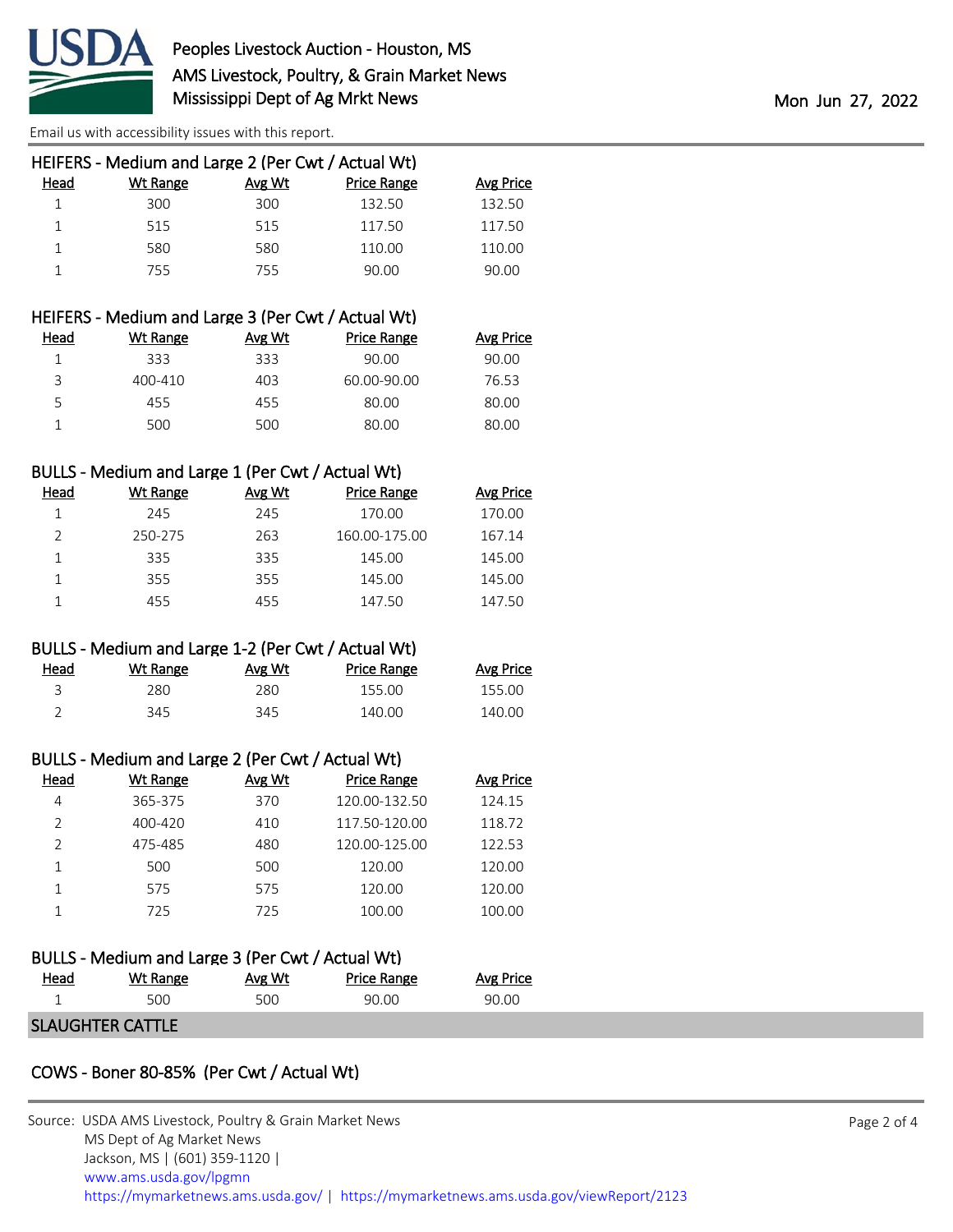### HEIFERS - Medium and Large 2 (Per Cwt / Actual Wt)

| Head | Wt Range | Avg Wt | Price Range | Avg Price |
|---|---|---|---|---|
| 1 | 300 | 300 | 132.50 | 132.50 |
| 1 | 515 | 515 | 117.50 | 117.50 |
| 1 | 580 | 580 | 110.00 | 110.00 |
| 1 | 755 | 755 | 90.00 | 90.00 |

### HEIFERS - Medium and Large 3 (Per Cwt / Actual Wt)

| Head | Wt Range | Avg Wt | Price Range | Avg Price |
|---|---|---|---|---|
| 1 | 333 | 333 | 90.00 | 90.00 |
| 3 | 400-410 | 403 | 60.00-90.00 | 76.53 |
| 5 | 455 | 455 | 80.00 | 80.00 |
| 1 | 500 | 500 | 80.00 | 80.00 |

### BULLS - Medium and Large 1 (Per Cwt / Actual Wt)

| Head | Wt Range | Avg Wt | Price Range | Avg Price |
|---|---|---|---|---|
| 1 | 245 | 245 | 170.00 | 170.00 |
| 2 | 250-275 | 263 | 160.00-175.00 | 167.14 |
| 1 | 335 | 335 | 145.00 | 145.00 |
| 1 | 355 | 355 | 145.00 | 145.00 |
| 1 | 455 | 455 | 147.50 | 147.50 |

### BULLS - Medium and Large 1-2 (Per Cwt / Actual Wt)

| Head | Wt Range | Avg Wt | Price Range | Avg Price |
|---|---|---|---|---|
| 3 | 280 | 280 | 155.00 | 155.00 |
| 2 | 345 | 345 | 140.00 | 140.00 |

### BULLS - Medium and Large 2 (Per Cwt / Actual Wt)

| Head | Wt Range | Avg Wt | Price Range | Avg Price |
|---|---|---|---|---|
| 4 | 365-375 | 370 | 120.00-132.50 | 124.15 |
| 2 | 400-420 | 410 | 117.50-120.00 | 118.72 |
| 2 | 475-485 | 480 | 120.00-125.00 | 122.53 |
| 1 | 500 | 500 | 120.00 | 120.00 |
| 1 | 575 | 575 | 120.00 | 120.00 |
| 1 | 725 | 725 | 100.00 | 100.00 |

### BULLS - Medium and Large 3 (Per Cwt / Actual Wt)

| Head | Wt Range | Avg Wt | Price Range | Avg Price |
|---|---|---|---|---|
| 1 | 500 | 500 | 90.00 | 90.00 |

## SLAUGHTER CATTLE

### COWS - Boner 80-85% (Per Cwt / Actual Wt)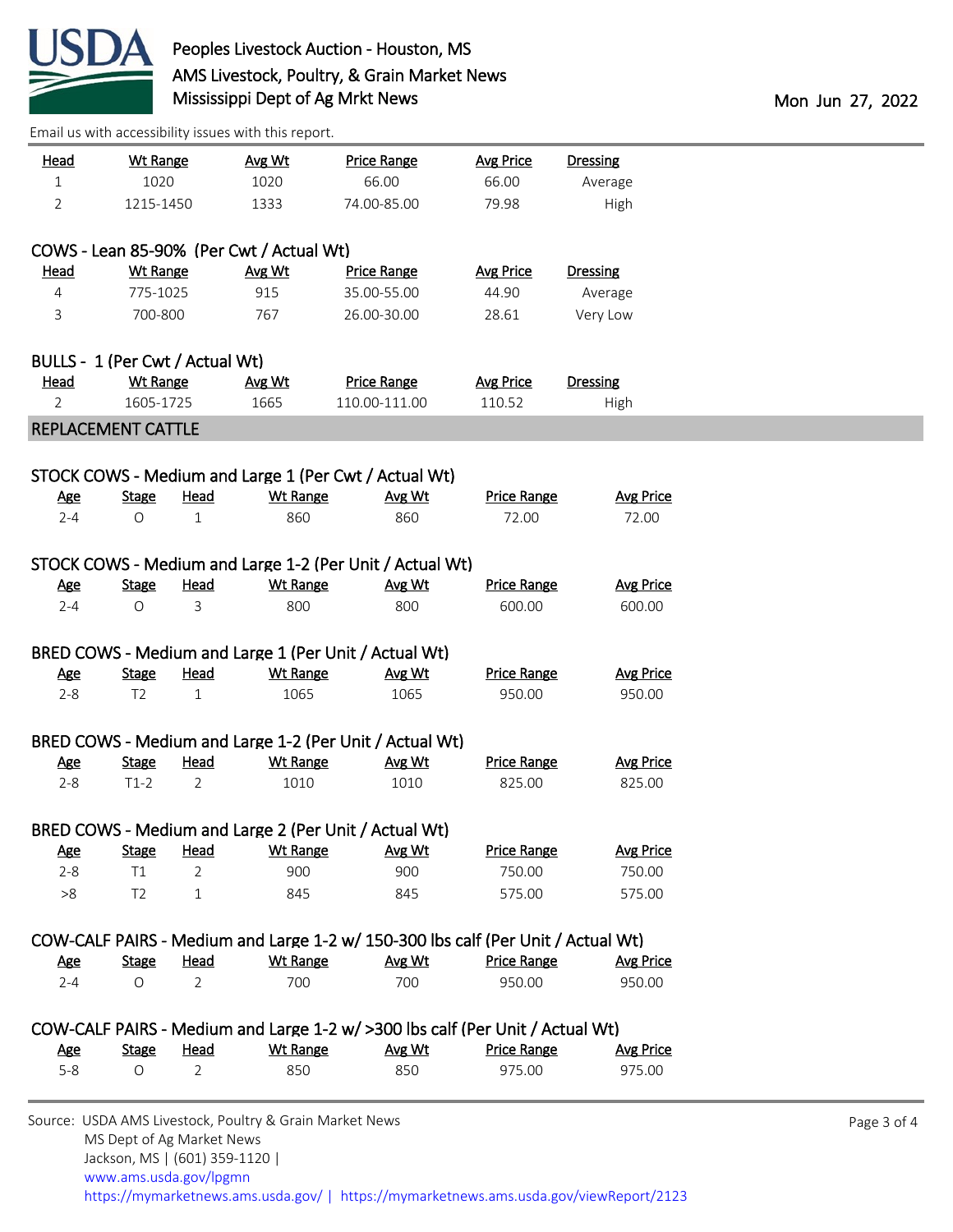Email us with accessibility issues with this report.

| Head | Wt Range | Avg Wt | Price Range | Avg Price | Dressing |
|---|---|---|---|---|---|
| 1 | 1020 | 1020 | 66.00 | 66.00 | Average |
| 2 | 1215-1450 | 1333 | 74.00-85.00 | 79.98 | High |

COWS - Lean 85-90% (Per Cwt / Actual Wt)

| Head | Wt Range | Avg Wt | Price Range | Avg Price | Dressing |
|---|---|---|---|---|---|
| 4 | 775-1025 | 915 | 35.00-55.00 | 44.90 | Average |
| 3 | 700-800 | 767 | 26.00-30.00 | 28.61 | Very Low |

BULLS - 1 (Per Cwt / Actual Wt)

| Head | Wt Range | Avg Wt | Price Range | Avg Price | Dressing |
|---|---|---|---|---|---|
| 2 | 1605-1725 | 1665 | 110.00-111.00 | 110.52 | High |

## REPLACEMENT CATTLE

STOCK COWS - Medium and Large 1 (Per Cwt / Actual Wt)

| Age | Stage | Head | Wt Range | Avg Wt | Price Range | Avg Price |
|---|---|---|---|---|---|---|
| 2-4 | O | 1 | 860 | 860 | 72.00 | 72.00 |

STOCK COWS - Medium and Large 1-2 (Per Unit / Actual Wt)

| Age | Stage | Head | Wt Range | Avg Wt | Price Range | Avg Price |
|---|---|---|---|---|---|---|
| 2-4 | O | 3 | 800 | 800 | 600.00 | 600.00 |

BRED COWS - Medium and Large 1 (Per Unit / Actual Wt)

| Age | Stage | Head | Wt Range | Avg Wt | Price Range | Avg Price |
|---|---|---|---|---|---|---|
| 2-8 | T2 | 1 | 1065 | 1065 | 950.00 | 950.00 |

BRED COWS - Medium and Large 1-2 (Per Unit / Actual Wt)

| Age | Stage | Head | Wt Range | Avg Wt | Price Range | Avg Price |
|---|---|---|---|---|---|---|
| 2-8 | T1-2 | 2 | 1010 | 1010 | 825.00 | 825.00 |

BRED COWS - Medium and Large 2 (Per Unit / Actual Wt)

| Age | Stage | Head | Wt Range | Avg Wt | Price Range | Avg Price |
|---|---|---|---|---|---|---|
| 2-8 | T1 | 2 | 900 | 900 | 750.00 | 750.00 |
| >8 | T2 | 1 | 845 | 845 | 575.00 | 575.00 |

COW-CALF PAIRS - Medium and Large 1-2 w/ 150-300 lbs calf (Per Unit / Actual Wt)

| Age | Stage | Head | Wt Range | Avg Wt | Price Range | Avg Price |
|---|---|---|---|---|---|---|
| 2-4 | O | 2 | 700 | 700 | 950.00 | 950.00 |

COW-CALF PAIRS - Medium and Large 1-2 w/ >300 lbs calf (Per Unit / Actual Wt)

| Age | Stage | Head | Wt Range | Avg Wt | Price Range | Avg Price |
|---|---|---|---|---|---|---|
| 5-8 | O | 2 | 850 | 850 | 975.00 | 975.00 |

Source: USDA AMS Livestock, Poultry & Grain Market News
MS Dept of Ag Market News
Jackson, MS | (601) 359-1120 |
www.ams.usda.gov/lpgmn
https://mymarketnews.ams.usda.gov/ | https://mymarketnews.ams.usda.gov/viewReport/2123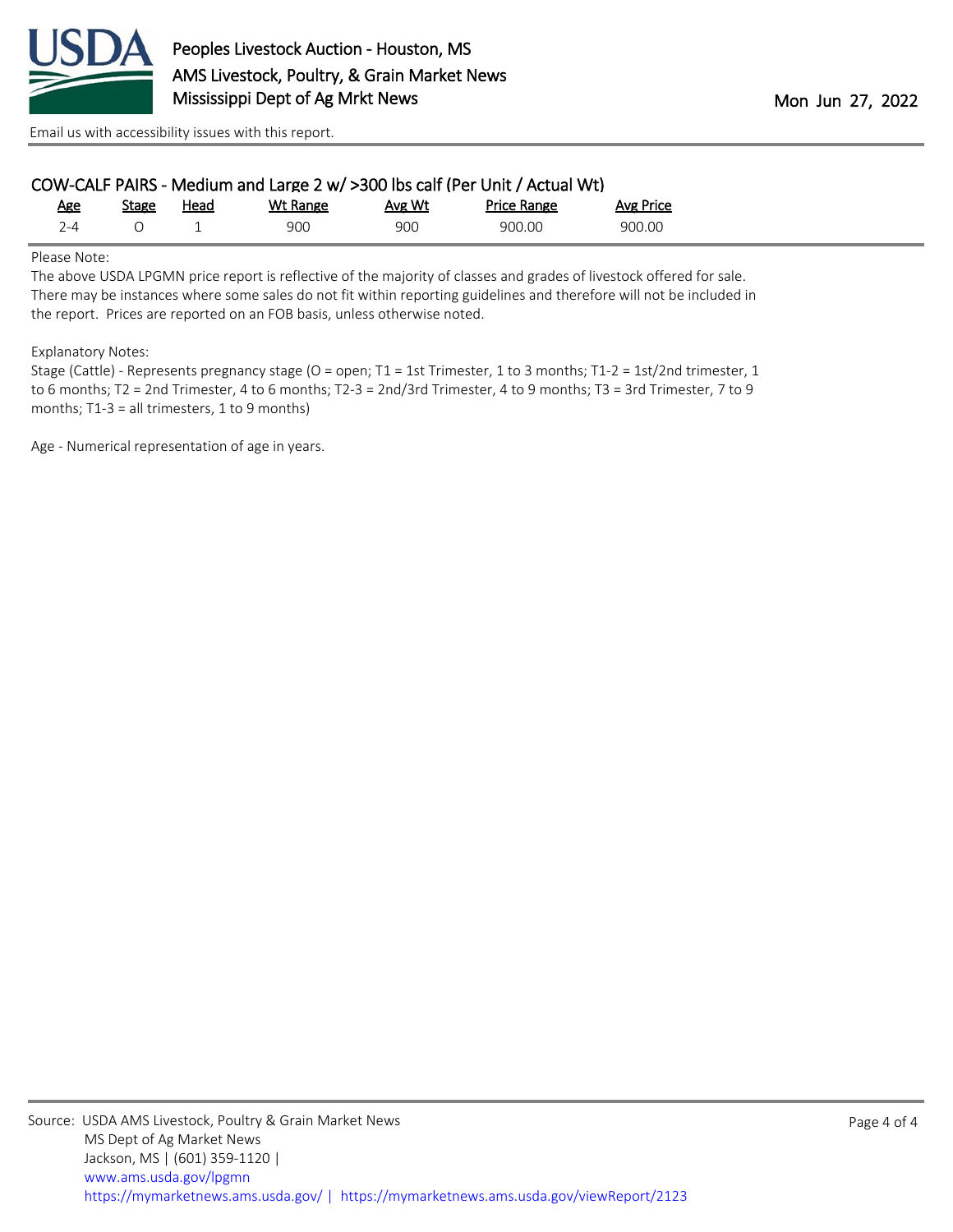### COW-CALF PAIRS - Medium and Large 2 w/ >300 lbs calf (Per Unit / Actual Wt)

| Age | Stage | Head | Wt Range | Avg Wt | Price Range | Avg Price |
|---|---|---|---|---|---|---|
| 2-4 | O | 1 | 900 | 900 | 900.00 | 900.00 |

Please Note:

The above USDA LPGMN price report is reflective of the majority of classes and grades of livestock offered for sale. There may be instances where some sales do not fit within reporting guidelines and therefore will not be included in the report. Prices are reported on an FOB basis, unless otherwise noted.

Explanatory Notes:

Stage (Cattle) - Represents pregnancy stage (O = open; T1 = 1st Trimester, 1 to 3 months; T1-2 = 1st/2nd trimester, 1 to 6 months; T2 = 2nd Trimester, 4 to 6 months; T2-3 = 2nd/3rd Trimester, 4 to 9 months; T3 = 3rd Trimester, 7 to 9 months; T1-3 = all trimesters, 1 to 9 months)

Age - Numerical representation of age in years.

Source: USDA AMS Livestock, Poultry & Grain Market News
MS Dept of Ag Market News
Jackson, MS | (601) 359-1120 |
www.ams.usda.gov/lpgmn
https://mymarketnews.ams.usda.gov/ | https://mymarketnews.ams.usda.gov/viewReport/2123